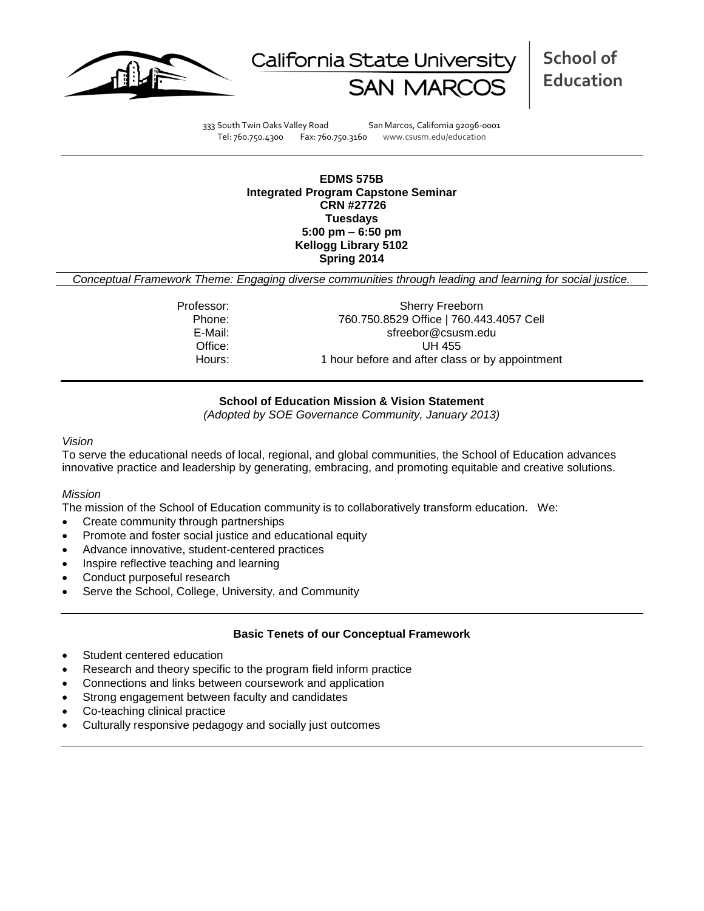California State University SAN MARCOS | **School of Education**

333 South Twin Oaks Valley Road San Marcos, California 92096-0001
Tel: 760.750.4300 Fax: 760.750.3160 www.csusm.edu/education

**EDMS 575B**
**Integrated Program Capstone Seminar**
**CRN #27726**
**Tuesdays**
**5:00 pm – 6:50 pm**
**Kellogg Library 5102**
**Spring 2014**

*Conceptual Framework Theme: Engaging diverse communities through leading and learning for social justice.*

| | |
|---|---|
| Professor: | Sherry Freeborn |
| Phone: | 760.750.8529 Office \| 760.443.4057 Cell |
| E-Mail: | sfreebor@csusm.edu |
| Office: | UH 455 |
| Hours: | 1 hour before and after class or by appointment |

## School of Education Mission & Vision Statement

*(Adopted by SOE Governance Community, January 2013)*

*Vision*

To serve the educational needs of local, regional, and global communities, the School of Education advances innovative practice and leadership by generating, embracing, and promoting equitable and creative solutions.

*Mission*

The mission of the School of Education community is to collaboratively transform education. We:

- Create community through partnerships
- Promote and foster social justice and educational equity
- Advance innovative, student-centered practices
- Inspire reflective teaching and learning
- Conduct purposeful research
- Serve the School, College, University, and Community

## Basic Tenets of our Conceptual Framework

- Student centered education
- Research and theory specific to the program field inform practice
- Connections and links between coursework and application
- Strong engagement between faculty and candidates
- Co-teaching clinical practice
- Culturally responsive pedagogy and socially just outcomes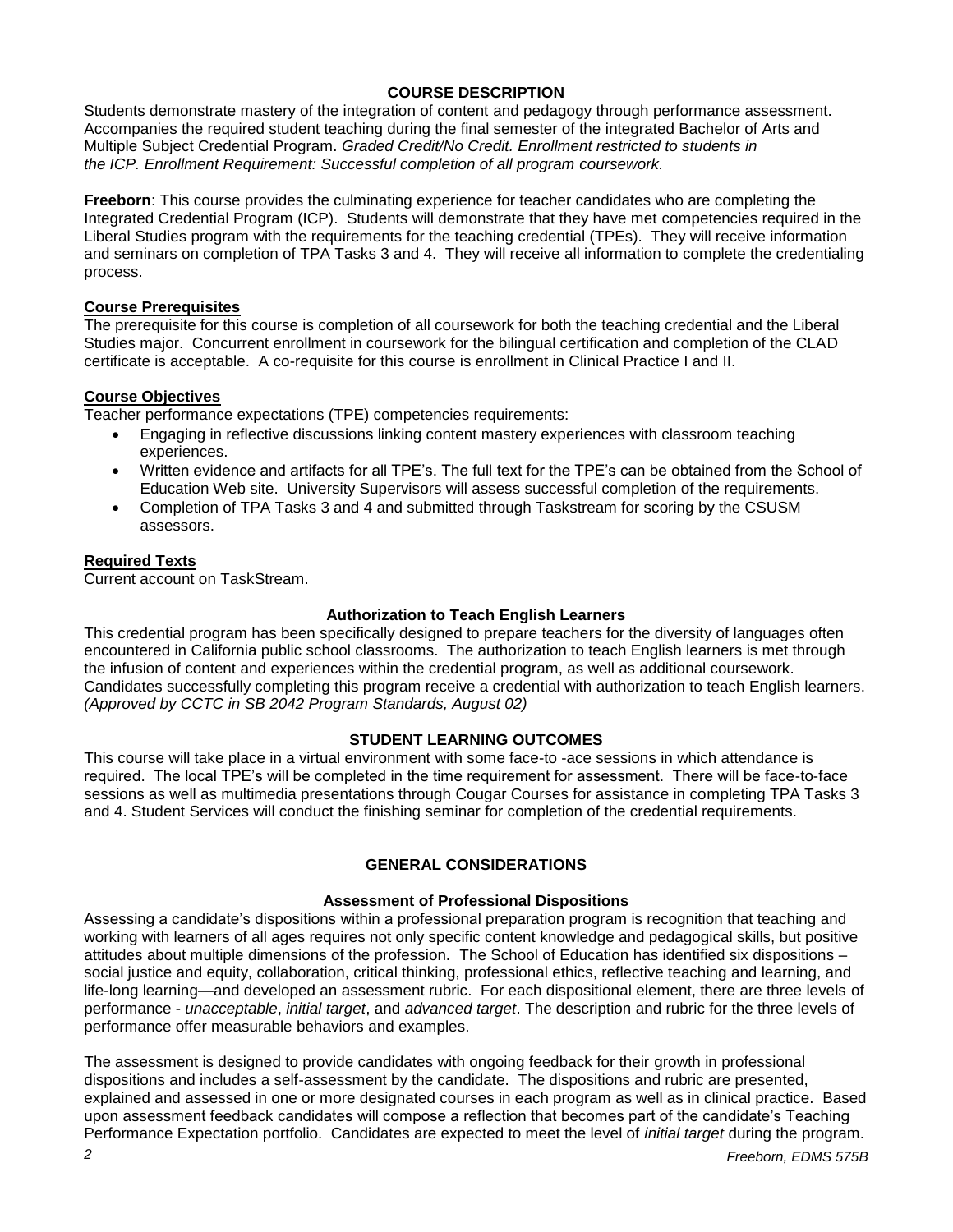## COURSE DESCRIPTION

Students demonstrate mastery of the integration of content and pedagogy through performance assessment. Accompanies the required student teaching during the final semester of the integrated Bachelor of Arts and Multiple Subject Credential Program. *Graded Credit/No Credit. Enrollment restricted to students in the ICP. Enrollment Requirement: Successful completion of all program coursework.*

**Freeborn**: This course provides the culminating experience for teacher candidates who are completing the Integrated Credential Program (ICP). Students will demonstrate that they have met competencies required in the Liberal Studies program with the requirements for the teaching credential (TPEs). They will receive information and seminars on completion of TPA Tasks 3 and 4. They will receive all information to complete the credentialing process.

### Course Prerequisites

The prerequisite for this course is completion of all coursework for both the teaching credential and the Liberal Studies major. Concurrent enrollment in coursework for the bilingual certification and completion of the CLAD certificate is acceptable. A co-requisite for this course is enrollment in Clinical Practice I and II.

### Course Objectives

Teacher performance expectations (TPE) competencies requirements:

- Engaging in reflective discussions linking content mastery experiences with classroom teaching experiences.
- Written evidence and artifacts for all TPE's. The full text for the TPE's can be obtained from the School of Education Web site. University Supervisors will assess successful completion of the requirements.
- Completion of TPA Tasks 3 and 4 and submitted through Taskstream for scoring by the CSUSM assessors.

### Required Texts

Current account on TaskStream.

### Authorization to Teach English Learners

This credential program has been specifically designed to prepare teachers for the diversity of languages often encountered in California public school classrooms. The authorization to teach English learners is met through the infusion of content and experiences within the credential program, as well as additional coursework. Candidates successfully completing this program receive a credential with authorization to teach English learners. *(Approved by CCTC in SB 2042 Program Standards, August 02)*

## STUDENT LEARNING OUTCOMES

This course will take place in a virtual environment with some face-to -ace sessions in which attendance is required. The local TPE's will be completed in the time requirement for assessment. There will be face-to-face sessions as well as multimedia presentations through Cougar Courses for assistance in completing TPA Tasks 3 and 4. Student Services will conduct the finishing seminar for completion of the credential requirements.

## GENERAL CONSIDERATIONS

### Assessment of Professional Dispositions

Assessing a candidate's dispositions within a professional preparation program is recognition that teaching and working with learners of all ages requires not only specific content knowledge and pedagogical skills, but positive attitudes about multiple dimensions of the profession. The School of Education has identified six dispositions – social justice and equity, collaboration, critical thinking, professional ethics, reflective teaching and learning, and life-long learning—and developed an assessment rubric. For each dispositional element, there are three levels of performance - *unacceptable*, *initial target*, and *advanced target*. The description and rubric for the three levels of performance offer measurable behaviors and examples.

The assessment is designed to provide candidates with ongoing feedback for their growth in professional dispositions and includes a self-assessment by the candidate. The dispositions and rubric are presented, explained and assessed in one or more designated courses in each program as well as in clinical practice. Based upon assessment feedback candidates will compose a reflection that becomes part of the candidate's Teaching Performance Expectation portfolio. Candidates are expected to meet the level of *initial target* during the program.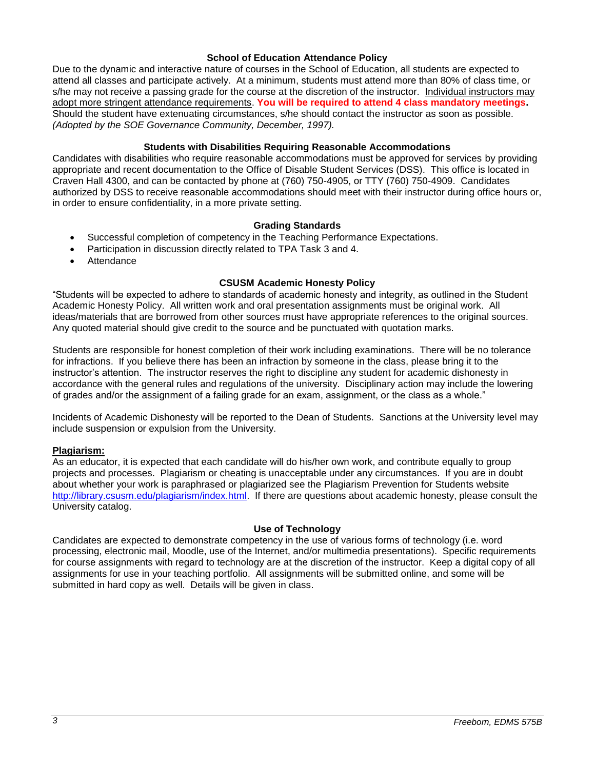### School of Education Attendance Policy

Due to the dynamic and interactive nature of courses in the School of Education, all students are expected to attend all classes and participate actively. At a minimum, students must attend more than 80% of class time, or s/he may not receive a passing grade for the course at the discretion of the instructor. <u>Individual instructors may adopt more stringent attendance requirements</u>. **You will be required to attend 4 class mandatory meetings.** Should the student have extenuating circumstances, s/he should contact the instructor as soon as possible. *(Adopted by the SOE Governance Community, December, 1997).*

### Students with Disabilities Requiring Reasonable Accommodations

Candidates with disabilities who require reasonable accommodations must be approved for services by providing appropriate and recent documentation to the Office of Disable Student Services (DSS). This office is located in Craven Hall 4300, and can be contacted by phone at (760) 750-4905, or TTY (760) 750-4909. Candidates authorized by DSS to receive reasonable accommodations should meet with their instructor during office hours or, in order to ensure confidentiality, in a more private setting.

### Grading Standards

- Successful completion of competency in the Teaching Performance Expectations.
- Participation in discussion directly related to TPA Task 3 and 4.
- Attendance

### CSUSM Academic Honesty Policy

"Students will be expected to adhere to standards of academic honesty and integrity, as outlined in the Student Academic Honesty Policy. All written work and oral presentation assignments must be original work. All ideas/materials that are borrowed from other sources must have appropriate references to the original sources. Any quoted material should give credit to the source and be punctuated with quotation marks.

Students are responsible for honest completion of their work including examinations. There will be no tolerance for infractions. If you believe there has been an infraction by someone in the class, please bring it to the instructor's attention. The instructor reserves the right to discipline any student for academic dishonesty in accordance with the general rules and regulations of the university. Disciplinary action may include the lowering of grades and/or the assignment of a failing grade for an exam, assignment, or the class as a whole."

Incidents of Academic Dishonesty will be reported to the Dean of Students. Sanctions at the University level may include suspension or expulsion from the University.

**<u>Plagiarism:</u>**

As an educator, it is expected that each candidate will do his/her own work, and contribute equally to group projects and processes. Plagiarism or cheating is unacceptable under any circumstances. If you are in doubt about whether your work is paraphrased or plagiarized see the Plagiarism Prevention for Students website http://library.csusm.edu/plagiarism/index.html. If there are questions about academic honesty, please consult the University catalog.

### Use of Technology

Candidates are expected to demonstrate competency in the use of various forms of technology (i.e. word processing, electronic mail, Moodle, use of the Internet, and/or multimedia presentations). Specific requirements for course assignments with regard to technology are at the discretion of the instructor. Keep a digital copy of all assignments for use in your teaching portfolio. All assignments will be submitted online, and some will be submitted in hard copy as well. Details will be given in class.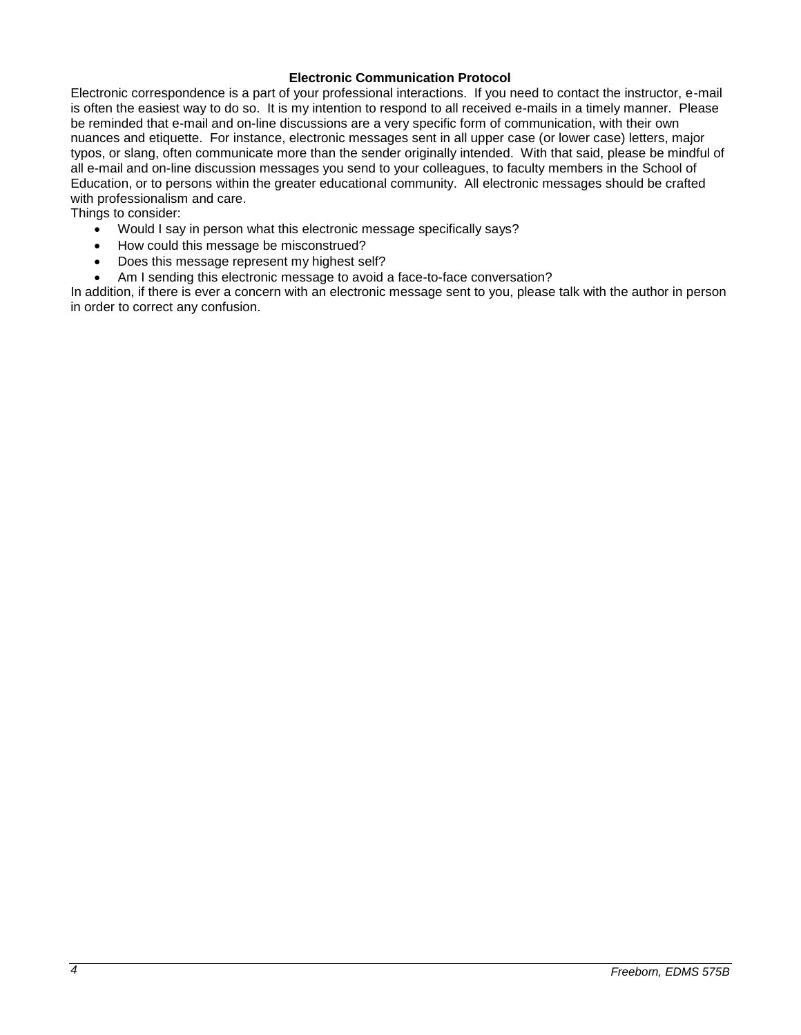### Electronic Communication Protocol

Electronic correspondence is a part of your professional interactions. If you need to contact the instructor, e-mail is often the easiest way to do so. It is my intention to respond to all received e-mails in a timely manner. Please be reminded that e-mail and on-line discussions are a very specific form of communication, with their own nuances and etiquette. For instance, electronic messages sent in all upper case (or lower case) letters, major typos, or slang, often communicate more than the sender originally intended. With that said, please be mindful of all e-mail and on-line discussion messages you send to your colleagues, to faculty members in the School of Education, or to persons within the greater educational community. All electronic messages should be crafted with professionalism and care.

Things to consider:

- Would I say in person what this electronic message specifically says?
- How could this message be misconstrued?
- Does this message represent my highest self?
- Am I sending this electronic message to avoid a face-to-face conversation?

In addition, if there is ever a concern with an electronic message sent to you, please talk with the author in person in order to correct any confusion.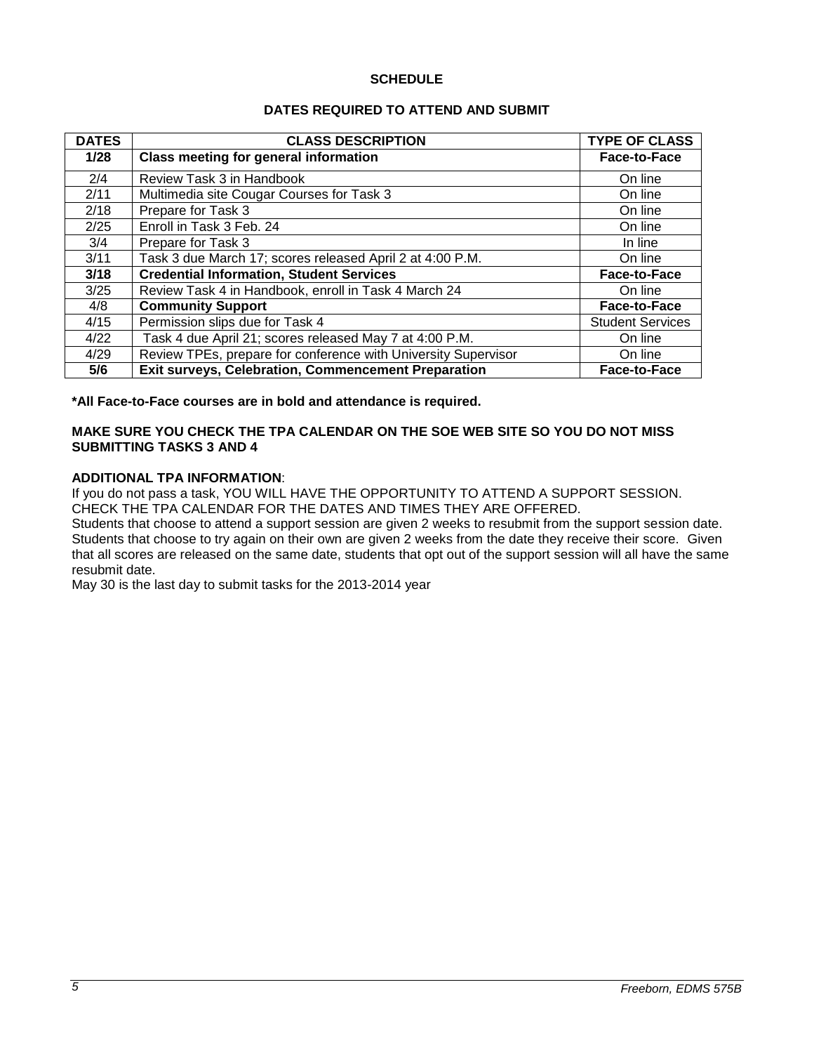**SCHEDULE**

**DATES REQUIRED TO ATTEND AND SUBMIT**

| DATES | CLASS DESCRIPTION | TYPE OF CLASS |
|---|---|---|
| **1/28** | **Class meeting for general information** | **Face-to-Face** |
| 2/4 | Review Task 3 in Handbook | On line |
| 2/11 | Multimedia site Cougar Courses for Task 3 | On line |
| 2/18 | Prepare for Task 3 | On line |
| 2/25 | Enroll in Task 3 Feb. 24 | On line |
| 3/4 | Prepare for Task 3 | In line |
| 3/11 | Task 3 due March 17; scores released April 2 at 4:00 P.M. | On line |
| **3/18** | **Credential Information, Student Services** | **Face-to-Face** |
| 3/25 | Review Task 4 in Handbook, enroll in Task 4 March 24 | On line |
| 4/8 | **Community Support** | **Face-to-Face** |
| 4/15 | Permission slips due for Task 4 | Student Services |
| 4/22 | Task 4 due April 21; scores released May 7 at 4:00 P.M. | On line |
| 4/29 | Review TPEs, prepare for conference with University Supervisor | On line |
| **5/6** | **Exit surveys, Celebration, Commencement Preparation** | **Face-to-Face** |

**\*All Face-to-Face courses are in bold and attendance is required.**

**MAKE SURE YOU CHECK THE TPA CALENDAR ON THE SOE WEB SITE SO YOU DO NOT MISS SUBMITTING TASKS 3 AND 4**

**ADDITIONAL TPA INFORMATION**:
If you do not pass a task, YOU WILL HAVE THE OPPORTUNITY TO ATTEND A SUPPORT SESSION. CHECK THE TPA CALENDAR FOR THE DATES AND TIMES THEY ARE OFFERED.
Students that choose to attend a support session are given 2 weeks to resubmit from the support session date. Students that choose to try again on their own are given 2 weeks from the date they receive their score. Given that all scores are released on the same date, students that opt out of the support session will all have the same resubmit date.
May 30 is the last day to submit tasks for the 2013-2014 year